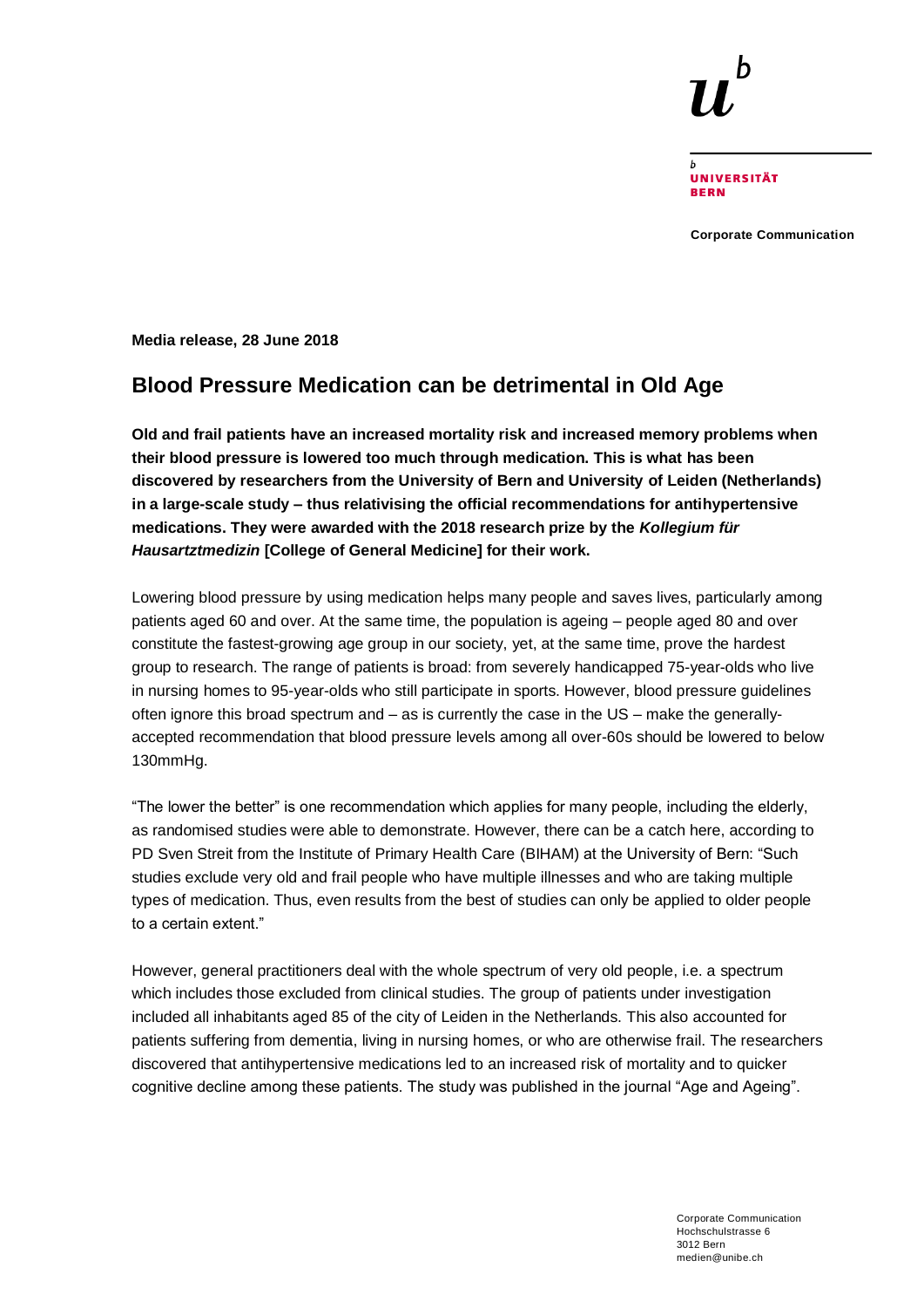**Media release, 28 June 2018**

# Blood Pressure Medication can be detrimental in Old Age

**Old and frail patients have an increased mortality risk and increased memory problems when their blood pressure is lowered too much through medication. This is what has been discovered by researchers from the University of Bern and University of Leiden (Netherlands) in a large-scale study – thus relativising the official recommendations for antihypertensive medications. They were awarded with the 2018 research prize by the *Kollegium für Hausartztmedizin* [College of General Medicine] for their work.**

Lowering blood pressure by using medication helps many people and saves lives, particularly among patients aged 60 and over. At the same time, the population is ageing – people aged 80 and over constitute the fastest-growing age group in our society, yet, at the same time, prove the hardest group to research. The range of patients is broad: from severely handicapped 75-year-olds who live in nursing homes to 95-year-olds who still participate in sports. However, blood pressure guidelines often ignore this broad spectrum and – as is currently the case in the US – make the generally-accepted recommendation that blood pressure levels among all over-60s should be lowered to below 130mmHg.

"The lower the better" is one recommendation which applies for many people, including the elderly, as randomised studies were able to demonstrate. However, there can be a catch here, according to PD Sven Streit from the Institute of Primary Health Care (BIHAM) at the University of Bern: "Such studies exclude very old and frail people who have multiple illnesses and who are taking multiple types of medication. Thus, even results from the best of studies can only be applied to older people to a certain extent."

However, general practitioners deal with the whole spectrum of very old people, i.e. a spectrum which includes those excluded from clinical studies. The group of patients under investigation included all inhabitants aged 85 of the city of Leiden in the Netherlands. This also accounted for patients suffering from dementia, living in nursing homes, or who are otherwise frail. The researchers discovered that antihypertensive medications led to an increased risk of mortality and to quicker cognitive decline among these patients. The study was published in the journal "Age and Ageing".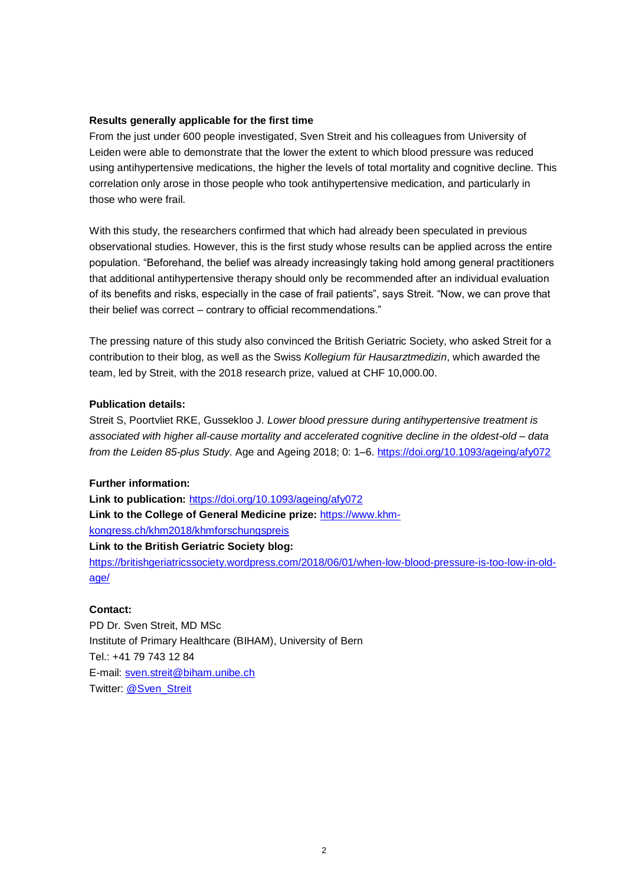**Results generally applicable for the first time**

From the just under 600 people investigated, Sven Streit and his colleagues from University of Leiden were able to demonstrate that the lower the extent to which blood pressure was reduced using antihypertensive medications, the higher the levels of total mortality and cognitive decline. This correlation only arose in those people who took antihypertensive medication, and particularly in those who were frail.

With this study, the researchers confirmed that which had already been speculated in previous observational studies. However, this is the first study whose results can be applied across the entire population. “Beforehand, the belief was already increasingly taking hold among general practitioners that additional antihypertensive therapy should only be recommended after an individual evaluation of its benefits and risks, especially in the case of frail patients”, says Streit. “Now, we can prove that their belief was correct – contrary to official recommendations.”

The pressing nature of this study also convinced the British Geriatric Society, who asked Streit for a contribution to their blog, as well as the Swiss *Kollegium für Hausarztmedizin*, which awarded the team, led by Streit, with the 2018 research prize, valued at CHF 10,000.00.

**Publication details:**

Streit S, Poortvliet RKE, Gussekloo J. *Lower blood pressure during antihypertensive treatment is associated with higher all-cause mortality and accelerated cognitive decline in the oldest-old – data from the Leiden 85-plus Study*. Age and Ageing 2018; 0: 1–6. https://doi.org/10.1093/ageing/afy072

**Further information:**

**Link to publication:** https://doi.org/10.1093/ageing/afy072

**Link to the College of General Medicine prize:** https://www.khm-kongress.ch/khm2018/khmforschungspreis

**Link to the British Geriatric Society blog:**
https://britishgeriatricssociety.wordpress.com/2018/06/01/when-low-blood-pressure-is-too-low-in-old-age/

**Contact:**

PD Dr. Sven Streit, MD MSc
Institute of Primary Healthcare (BIHAM), University of Bern
Tel.: +41 79 743 12 84
E-mail: sven.streit@biham.unibe.ch
Twitter: @Sven_Streit